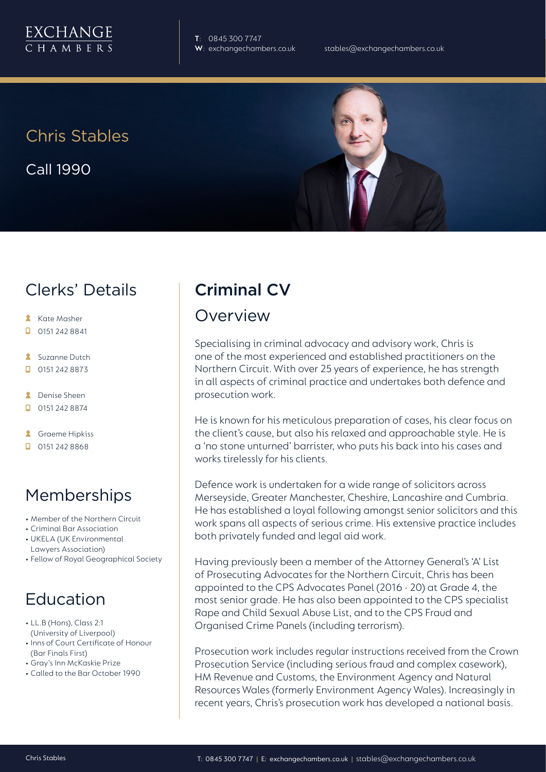EXCHANGE
CHAMBERS

**T**: 0845 300 7747
**W**: exchangechambers.co.uk
stables@exchangechambers.co.uk

# Chris Stables

Call 1990

## Clerks' Details

- Kate Masher
- 0151 242 8841
- Suzanne Dutch
- 0151 242 8873
- Denise Sheen
- 0151 242 8874
- Graeme Hipkiss
- 0151 242 8868

## Memberships

- Member of the Northern Circuit
- Criminal Bar Association
- UKELA (UK Environmental Lawyers Association)
- Fellow of Royal Geographical Society

## Education

- LL.B (Hons), Class 2:1 (University of Liverpool)
- Inns of Court Certificate of Honour (Bar Finals First)
- Gray's Inn McKaskie Prize
- Called to the Bar October 1990

## Criminal CV

### Overview

Specialising in criminal advocacy and advisory work, Chris is one of the most experienced and established practitioners on the Northern Circuit. With over 25 years of experience, he has strength in all aspects of criminal practice and undertakes both defence and prosecution work.

He is known for his meticulous preparation of cases, his clear focus on the client's cause, but also his relaxed and approachable style. He is a 'no stone unturned' barrister, who puts his back into his cases and works tirelessly for his clients.

Defence work is undertaken for a wide range of solicitors across Merseyside, Greater Manchester, Cheshire, Lancashire and Cumbria. He has established a loyal following amongst senior solicitors and this work spans all aspects of serious crime. His extensive practice includes both privately funded and legal aid work.

Having previously been a member of the Attorney General's 'A' List of Prosecuting Advocates for the Northern Circuit, Chris has been appointed to the CPS Advocates Panel (2016 - 20) at Grade 4, the most senior grade. He has also been appointed to the CPS specialist Rape and Child Sexual Abuse List, and to the CPS Fraud and Organised Crime Panels (including terrorism).

Prosecution work includes regular instructions received from the Crown Prosecution Service (including serious fraud and complex casework), HM Revenue and Customs, the Environment Agency and Natural Resources Wales (formerly Environment Agency Wales). Increasingly in recent years, Chris's prosecution work has developed a national basis.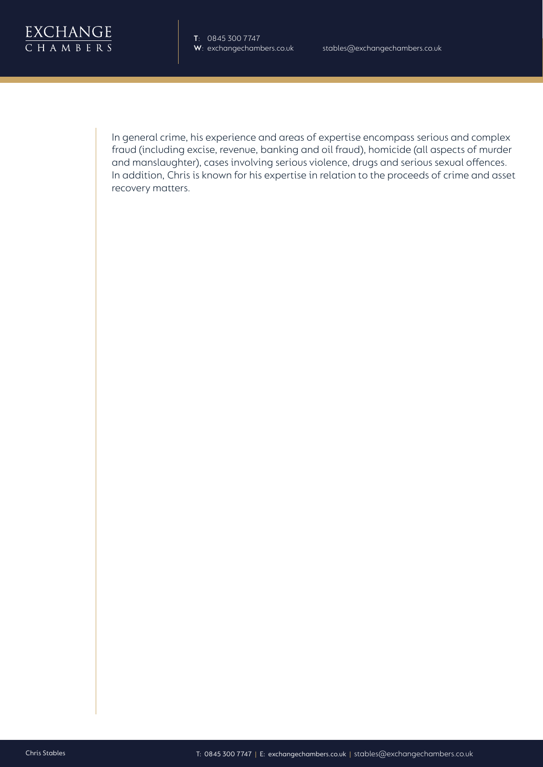In general crime, his experience and areas of expertise encompass serious and complex fraud (including excise, revenue, banking and oil fraud), homicide (all aspects of murder and manslaughter), cases involving serious violence, drugs and serious sexual offences. In addition, Chris is known for his expertise in relation to the proceeds of crime and asset recovery matters.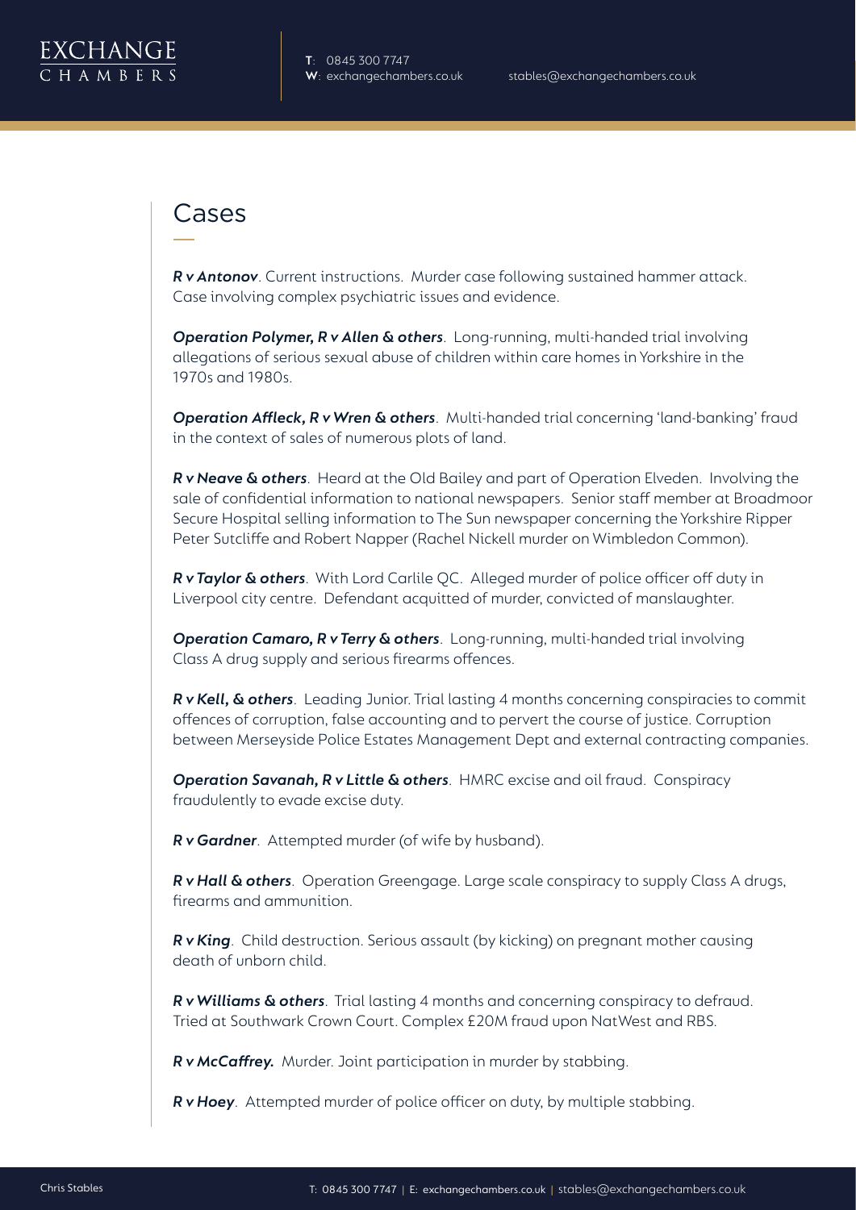## Cases

***R v Antonov***. Current instructions. Murder case following sustained hammer attack. Case involving complex psychiatric issues and evidence.

***Operation Polymer, R v Allen & others***. Long-running, multi-handed trial involving allegations of serious sexual abuse of children within care homes in Yorkshire in the 1970s and 1980s.

***Operation Affleck, R v Wren & others***. Multi-handed trial concerning 'land-banking' fraud in the context of sales of numerous plots of land.

***R v Neave & others***. Heard at the Old Bailey and part of Operation Elveden. Involving the sale of confidential information to national newspapers. Senior staff member at Broadmoor Secure Hospital selling information to The Sun newspaper concerning the Yorkshire Ripper Peter Sutcliffe and Robert Napper (Rachel Nickell murder on Wimbledon Common).

***R v Taylor & others***. With Lord Carlile QC. Alleged murder of police officer off duty in Liverpool city centre. Defendant acquitted of murder, convicted of manslaughter.

***Operation Camaro, R v Terry & others***. Long-running, multi-handed trial involving Class A drug supply and serious firearms offences.

***R v Kell, & others***. Leading Junior. Trial lasting 4 months concerning conspiracies to commit offences of corruption, false accounting and to pervert the course of justice. Corruption between Merseyside Police Estates Management Dept and external contracting companies.

***Operation Savanah, R v Little & others***. HMRC excise and oil fraud. Conspiracy fraudulently to evade excise duty.

***R v Gardner***. Attempted murder (of wife by husband).

***R v Hall & others***. Operation Greengage. Large scale conspiracy to supply Class A drugs, firearms and ammunition.

***R v King***. Child destruction. Serious assault (by kicking) on pregnant mother causing death of unborn child.

***R v Williams & others***. Trial lasting 4 months and concerning conspiracy to defraud. Tried at Southwark Crown Court. Complex £20M fraud upon NatWest and RBS.

***R v McCaffrey.*** Murder. Joint participation in murder by stabbing.

***R v Hoey***. Attempted murder of police officer on duty, by multiple stabbing.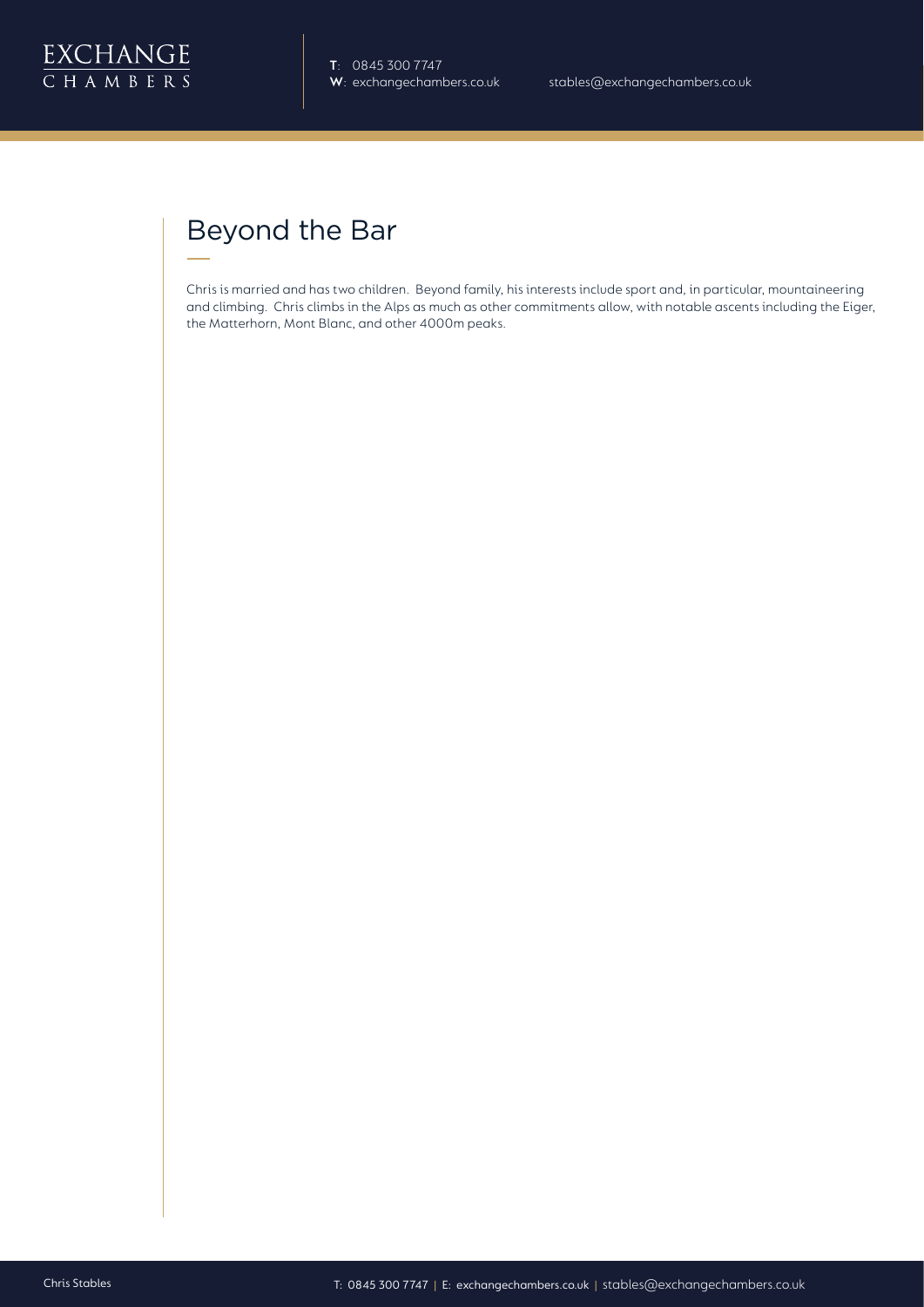## Beyond the Bar

Chris is married and has two children. Beyond family, his interests include sport and, in particular, mountaineering and climbing. Chris climbs in the Alps as much as other commitments allow, with notable ascents including the Eiger, the Matterhorn, Mont Blanc, and other 4000m peaks.